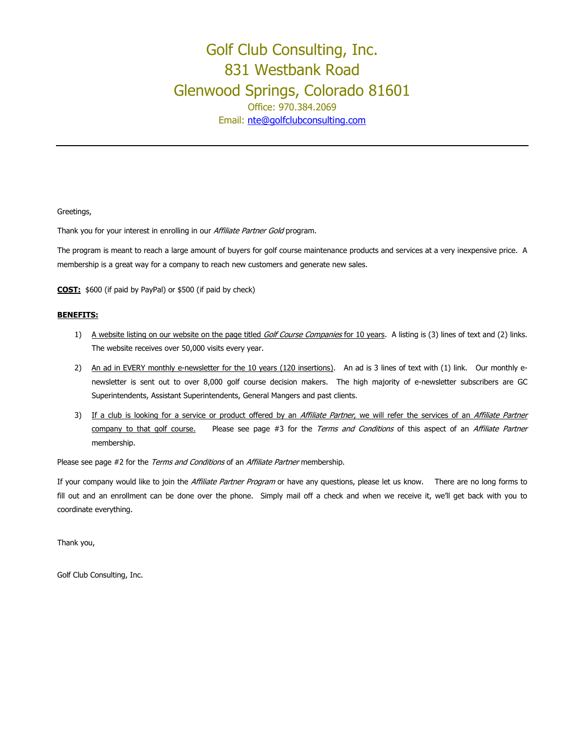# Golf Club Consulting, Inc.
# 831 Westbank Road
# Glenwood Springs, Colorado 81601

Office: 970.384.2069

Email: nte@golfclubconsulting.com

---

Greetings,

Thank you for your interest in enrolling in our *Affiliate Partner Gold* program.

The program is meant to reach a large amount of buyers for golf course maintenance products and services at a very inexpensive price. A membership is a great way for a company to reach new customers and generate new sales.

**COST:** $600 (if paid by PayPal) or $500 (if paid by check)

**BENEFITS:**

1) A website listing on our website on the page titled *Golf Course Companies* for 10 years. A listing is (3) lines of text and (2) links. The website receives over 50,000 visits every year.

2) An ad in EVERY monthly e-newsletter for the 10 years (120 insertions). An ad is 3 lines of text with (1) link. Our monthly e-newsletter is sent out to over 8,000 golf course decision makers. The high majority of e-newsletter subscribers are GC Superintendents, Assistant Superintendents, General Mangers and past clients.

3) If a club is looking for a service or product offered by an *Affiliate Partner*, we will refer the services of an *Affiliate Partner* company to that golf course. Please see page #3 for the *Terms and Conditions* of this aspect of an *Affiliate Partner* membership.

Please see page #2 for the *Terms and Conditions* of an *Affiliate Partner* membership.

If your company would like to join the *Affiliate Partner Program* or have any questions, please let us know. There are no long forms to fill out and an enrollment can be done over the phone. Simply mail off a check and when we receive it, we'll get back with you to coordinate everything.

Thank you,

Golf Club Consulting, Inc.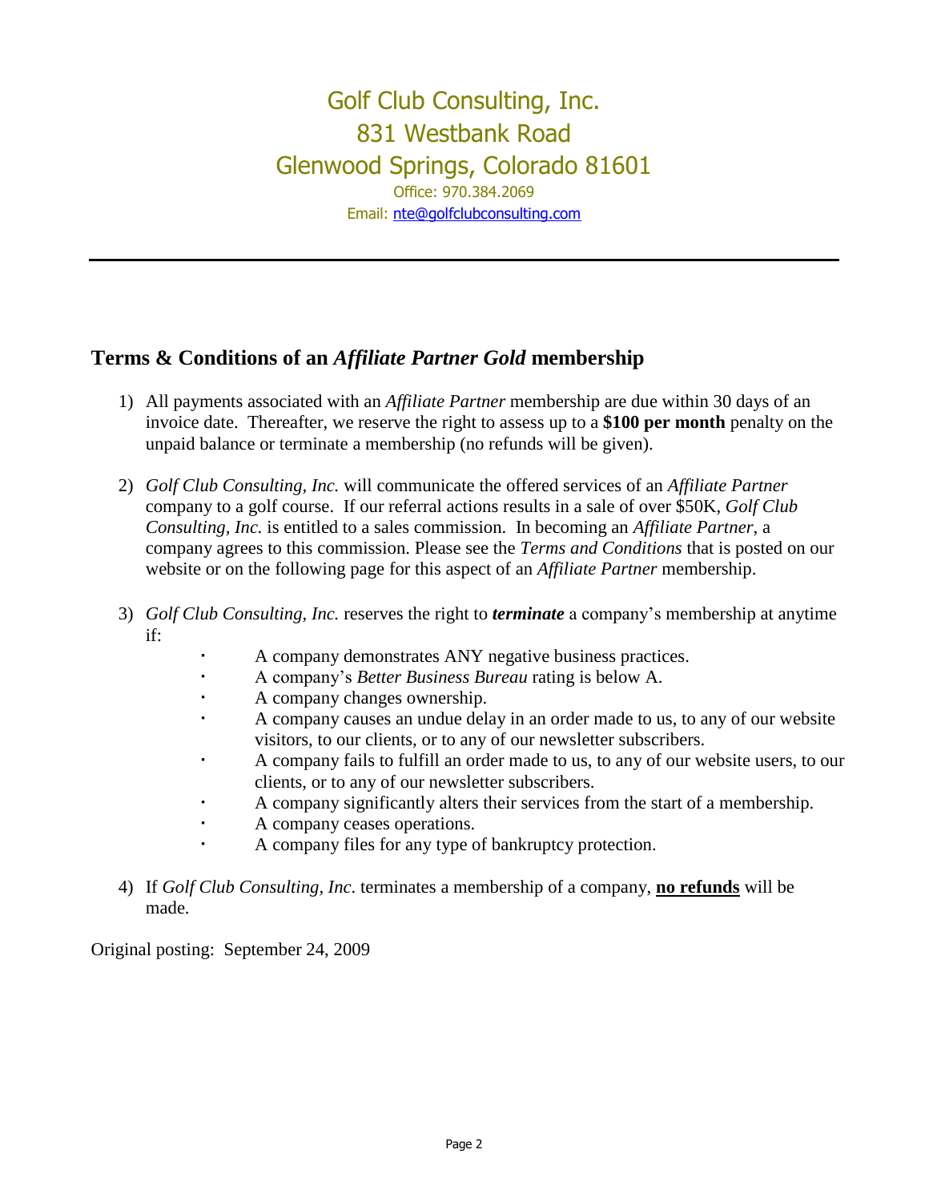Golf Club Consulting, Inc.
831 Westbank Road
Glenwood Springs, Colorado 81601
Office: 970.384.2069
Email: nte@golfclubconsulting.com

---

## Terms & Conditions of an *Affiliate Partner Gold* membership

1) All payments associated with an *Affiliate Partner* membership are due within 30 days of an invoice date. Thereafter, we reserve the right to assess up to a **$100 per month** penalty on the unpaid balance or terminate a membership (no refunds will be given).

2) *Golf Club Consulting, Inc.* will communicate the offered services of an *Affiliate Partner* company to a golf course. If our referral actions results in a sale of over $50K, *Golf Club Consulting, Inc.* is entitled to a sales commission. In becoming an *Affiliate Partner*, a company agrees to this commission. Please see the *Terms and Conditions* that is posted on our website or on the following page for this aspect of an *Affiliate Partner* membership.

3) *Golf Club Consulting, Inc.* reserves the right to ***terminate*** a company's membership at anytime if:
   - A company demonstrates ANY negative business practices.
   - A company's *Better Business Bureau* rating is below A.
   - A company changes ownership.
   - A company causes an undue delay in an order made to us, to any of our website visitors, to our clients, or to any of our newsletter subscribers.
   - A company fails to fulfill an order made to us, to any of our website users, to our clients, or to any of our newsletter subscribers.
   - A company significantly alters their services from the start of a membership.
   - A company ceases operations.
   - A company files for any type of bankruptcy protection.

4) If *Golf Club Consulting, Inc*. terminates a membership of a company, **<u>no refunds</u>** will be made.

Original posting: September 24, 2009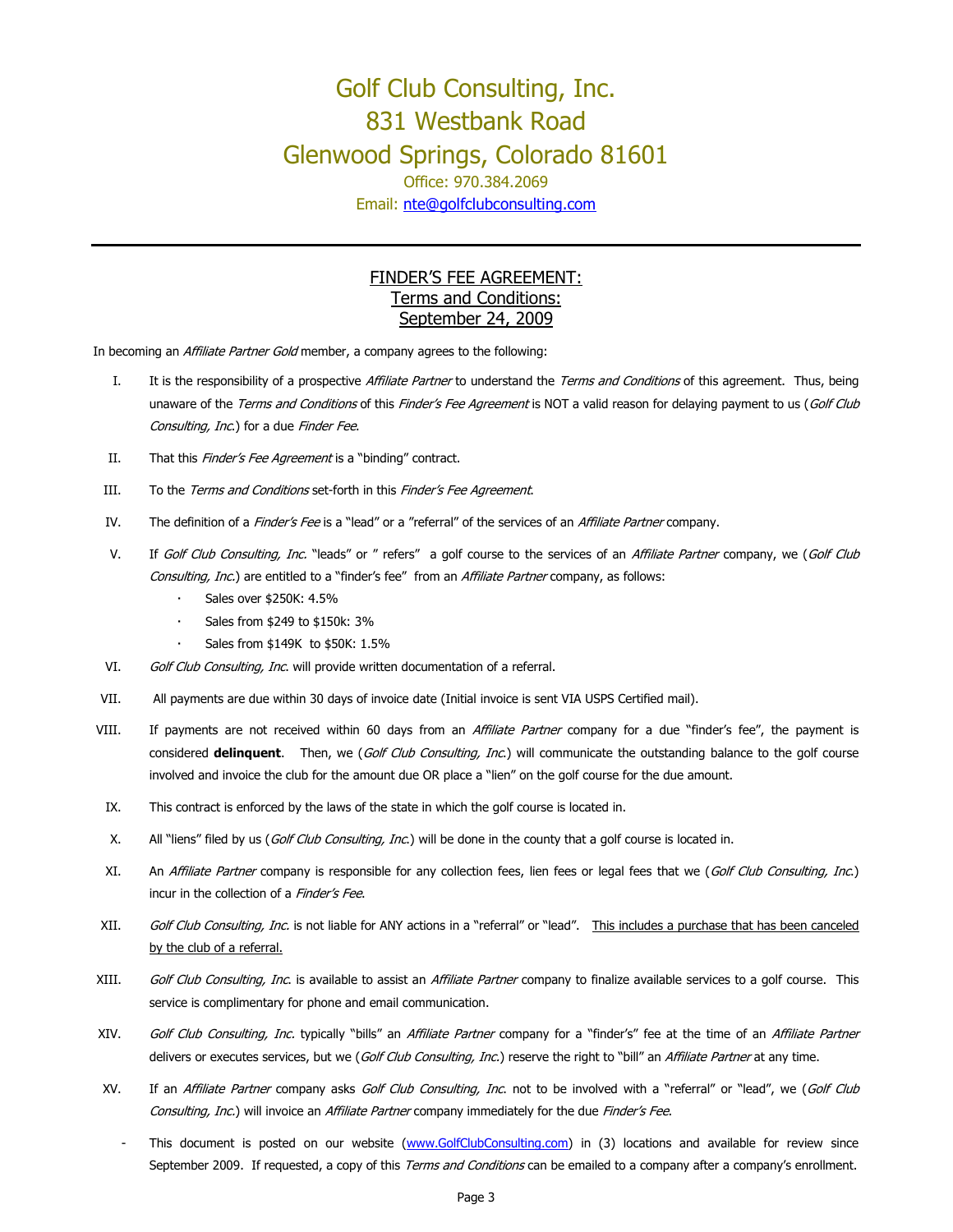# Golf Club Consulting, Inc.
# 831 Westbank Road
# Glenwood Springs, Colorado 81601

Office: 970.384.2069

Email: nte@golfclubconsulting.com

---

## FINDER'S FEE AGREEMENT:
## Terms and Conditions:
## September 24, 2009

In becoming an *Affiliate Partner Gold* member, a company agrees to the following:

I. It is the responsibility of a prospective *Affiliate Partner* to understand the *Terms and Conditions* of this agreement. Thus, being unaware of the *Terms and Conditions* of this *Finder's Fee Agreement* is NOT a valid reason for delaying payment to us (*Golf Club Consulting, Inc.*) for a due *Finder Fee*.

II. That this *Finder's Fee Agreement* is a "binding" contract.

III. To the *Terms and Conditions* set-forth in this *Finder's Fee Agreement*.

IV. The definition of a *Finder's Fee* is a "lead" or a "referral" of the services of an *Affiliate Partner* company.

V. If *Golf Club Consulting, Inc.* "leads" or " refers" a golf course to the services of an *Affiliate Partner* company, we (*Golf Club Consulting, Inc.*) are entitled to a "finder's fee" from an *Affiliate Partner* company, as follows:
   - Sales over $250K: 4.5%
   - Sales from $249 to $150k: 3%
   - Sales from $149K to $50K: 1.5%

VI. *Golf Club Consulting, Inc.* will provide written documentation of a referral.

VII. All payments are due within 30 days of invoice date (Initial invoice is sent VIA USPS Certified mail).

VIII. If payments are not received within 60 days from an *Affiliate Partner* company for a due "finder's fee", the payment is considered **delinquent**. Then, we (*Golf Club Consulting, Inc.*) will communicate the outstanding balance to the golf course involved and invoice the club for the amount due OR place a "lien" on the golf course for the due amount.

IX. This contract is enforced by the laws of the state in which the golf course is located in.

X. All "liens" filed by us (*Golf Club Consulting, Inc.*) will be done in the county that a golf course is located in.

XI. An *Affiliate Partner* company is responsible for any collection fees, lien fees or legal fees that we (*Golf Club Consulting, Inc.*) incur in the collection of a *Finder's Fee*.

XII. *Golf Club Consulting, Inc.* is not liable for ANY actions in a "referral" or "lead". <u>This includes a purchase that has been canceled by the club of a referral.</u>

XIII. *Golf Club Consulting, Inc.* is available to assist an *Affiliate Partner* company to finalize available services to a golf course. This service is complimentary for phone and email communication.

XIV. *Golf Club Consulting, Inc.* typically "bills" an *Affiliate Partner* company for a "finder's" fee at the time of an *Affiliate Partner* delivers or executes services, but we (*Golf Club Consulting, Inc.*) reserve the right to "bill" an *Affiliate Partner* at any time.

XV. If an *Affiliate Partner* company asks *Golf Club Consulting, Inc.* not to be involved with a "referral" or "lead", we (*Golf Club Consulting, Inc.*) will invoice an *Affiliate Partner* company immediately for the due *Finder's Fee*.

- This document is posted on our website (www.GolfClubConsulting.com) in (3) locations and available for review since September 2009. If requested, a copy of this *Terms and Conditions* can be emailed to a company after a company's enrollment.